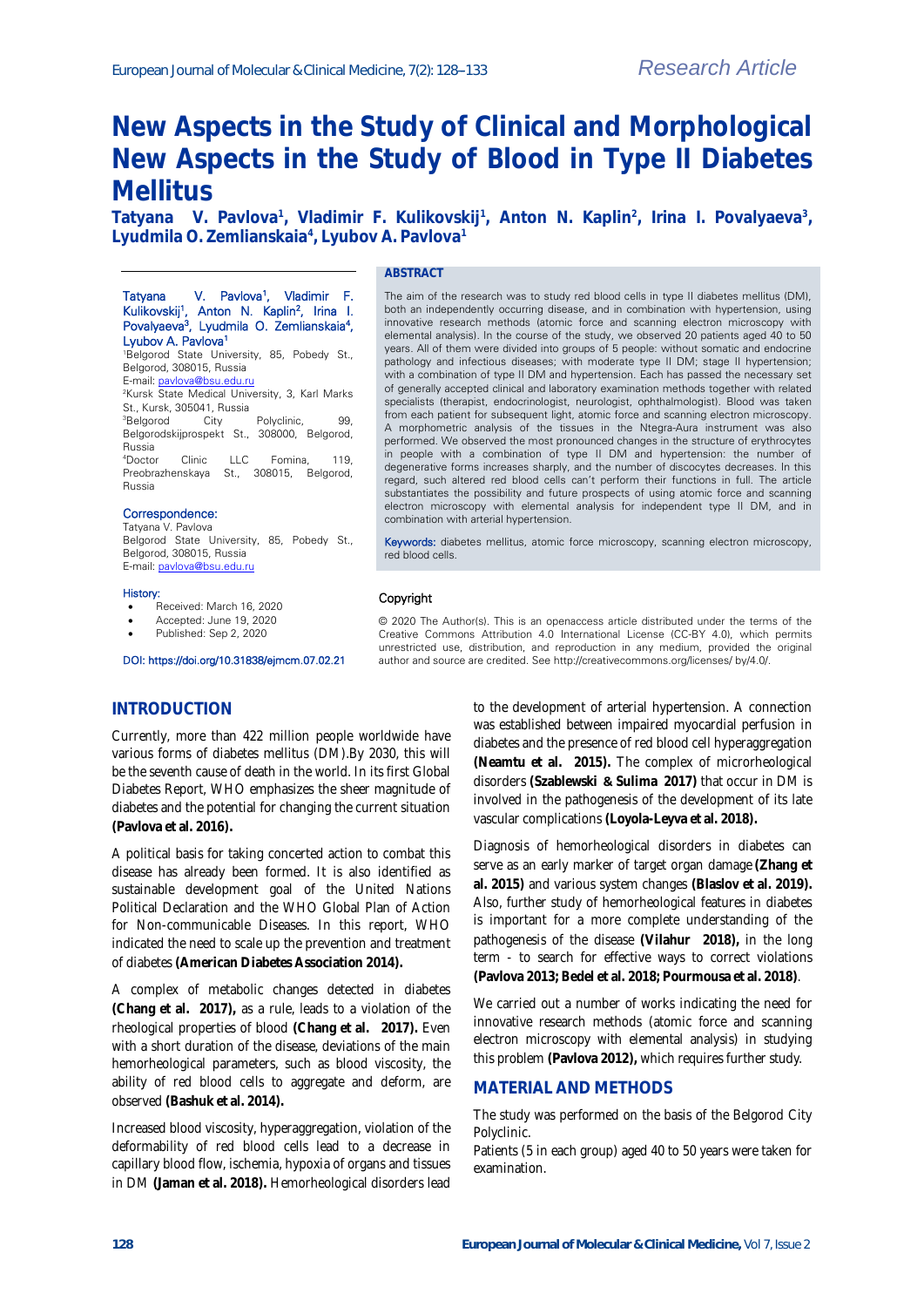Research Article

# New Aspects in the Study of Clinical and Morphological New Aspects in the Study of Blood in Type II Diabetes Mellitus

**Tatyana V. Pavlova[1], Vladimir F. Kulikovskij[1], Anton N. Kaplin[2], Irina I. Povalyaeva[3], Lyudmila O. Zemlianskaia[4], Lyubov A. Pavlova[1]**

Tatyana V. Pavlova[1], Vladimir F. Kulikovskij[1], Anton N. Kaplin[2], Irina I. Povalyaeva[3], Lyudmila O. Zemlianskaia[4], Lyubov A. Pavlova[1]

[1]Belgorod State University, 85, Pobedy St., Belgorod, 308015, Russia
E-mail: pavlova@bsu.edu.ru
[2]Kursk State Medical University, 3, Karl Marks St., Kursk, 305041, Russia
[3]Belgorod City Polyclinic, 99, Belgorodskijprospekt St., 308000, Belgorod, Russia
[4]Doctor Clinic LLC Fomina, 119, Preobrazhenskaya St., 308015, Belgorod, Russia

**Correspondence:**
Tatyana V. Pavlova
Belgorod State University, 85, Pobedy St., Belgorod, 308015, Russia
E-mail: pavlova@bsu.edu.ru

**History:**

- Received: March 16, 2020
- Accepted: June 19, 2020
- Published: Sep 2, 2020

DOI: https://doi.org/10.31838/ejmcm.07.02.21

## ABSTRACT

The aim of the research was to study red blood cells in type II diabetes mellitus (DM), both an independently occurring disease, and in combination with hypertension, using innovative research methods (atomic force and scanning electron microscopy with elemental analysis). In the course of the study, we observed 20 patients aged 40 to 50 years. All of them were divided into groups of 5 people: without somatic and endocrine pathology and infectious diseases; with moderate type II DM; stage II hypertension; with a combination of type II DM and hypertension. Each has passed the necessary set of generally accepted clinical and laboratory examination methods together with related specialists (therapist, endocrinologist, neurologist, ophthalmologist). Blood was taken from each patient for subsequent light, atomic force and scanning electron microscopy. A morphometric analysis of the tissues in the Ntegra-Aura instrument was also performed. We observed the most pronounced changes in the structure of erythrocytes in people with a combination of type II DM and hypertension: the number of degenerative forms increases sharply, and the number of discocytes decreases. In this regard, such altered red blood cells can't perform their functions in full. The article substantiates the possibility and future prospects of using atomic force and scanning electron microscopy with elemental analysis for independent type II DM, and in combination with arterial hypertension.

**Keywords:** diabetes mellitus, atomic force microscopy, scanning electron microscopy, red blood cells.

**Copyright**

© 2020 The Author(s). This is an openaccess article distributed under the terms of the Creative Commons Attribution 4.0 International License (CC-BY 4.0), which permits unrestricted use, distribution, and reproduction in any medium, provided the original author and source are credited. See http://creativecommons.org/licenses/ by/4.0/.

## INTRODUCTION

Currently, more than 422 million people worldwide have various forms of diabetes mellitus (DM).By 2030, this will be the seventh cause of death in the world. In its first Global Diabetes Report, WHO emphasizes the sheer magnitude of diabetes and the potential for changing the current situation **(Pavlova et al. 2016).**

A political basis for taking concerted action to combat this disease has already been formed. It is also identified as sustainable development goal of the United Nations Political Declaration and the WHO Global Plan of Action for Non-communicable Diseases. In this report, WHO indicated the need to scale up the prevention and treatment of diabetes **(American Diabetes Association 2014).**

A complex of metabolic changes detected in diabetes **(Chang et al. 2017),** as a rule, leads to a violation of the rheological properties of blood **(Chang et al. 2017).** Even with a short duration of the disease, deviations of the main hemorheological parameters, such as blood viscosity, the ability of red blood cells to aggregate and deform, are observed **(Bashuk et al. 2014).**

Increased blood viscosity, hyperaggregation, violation of the deformability of red blood cells lead to a decrease in capillary blood flow, ischemia, hypoxia of organs and tissues in DM **(Jaman et al. 2018).** Hemorheological disorders lead to the development of arterial hypertension. A connection was established between impaired myocardial perfusion in diabetes and the presence of red blood cell hyperaggregation **(Neamtu et al. 2015).** The complex of microrheological disorders **(Szablewski & Sulima 2017)** that occur in DM is involved in the pathogenesis of the development of its late vascular complications **(Loyola-Leyva et al. 2018).**

Diagnosis of hemorheological disorders in diabetes can serve as an early marker of target organ damage **(Zhang et al. 2015)** and various system changes **(Blaslov et al. 2019).** Also, further study of hemorheological features in diabetes is important for a more complete understanding of the pathogenesis of the disease **(Vilahur 2018),** in the long term - to search for effective ways to correct violations **(Pavlova 2013; Bedel et al. 2018; Pourmousa et al. 2018)**.

We carried out a number of works indicating the need for innovative research methods (atomic force and scanning electron microscopy with elemental analysis) in studying this problem **(Pavlova 2012),** which requires further study.

## MATERIAL AND METHODS

The study was performed on the basis of the Belgorod City Polyclinic.
Patients (5 in each group) aged 40 to 50 years were taken for examination.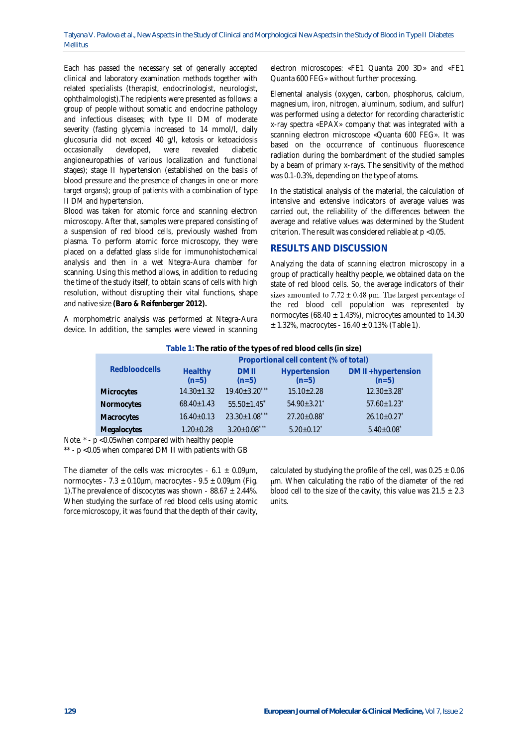Each has passed the necessary set of generally accepted clinical and laboratory examination methods together with related specialists (therapist, endocrinologist, neurologist, ophthalmologist).The recipients were presented as follows: a group of people without somatic and endocrine pathology and infectious diseases; with type II DM of moderate severity (fasting glycemia increased to 14 mmol/l, daily glucosuria did not exceed 40 g/l, ketosis or ketoacidosis occasionally developed, were revealed diabetic angioneuropathies of various localization and functional stages); stage II hypertension (established on the basis of blood pressure and the presence of changes in one or more target organs); group of patients with a combination of type II DM and hypertension.

Blood was taken for atomic force and scanning electron microscopy. After that, samples were prepared consisting of a suspension of red blood cells, previously washed from plasma. To perform atomic force microscopy, they were placed on a defatted glass slide for immunohistochemical analysis and then in a wet Ntegra-Aura chamber for scanning. Using this method allows, in addition to reducing the time of the study itself, to obtain scans of cells with high resolution, without disrupting their vital functions, shape and native size **(Baro & Reifenberger 2012).**

A morphometric analysis was performed at Ntegra-Aura device. In addition, the samples were viewed in scanning electron microscopes: «FE1 Quanta 200 3D» and «FE1 Quanta 600 FEG» without further processing.

Elemental analysis (oxygen, carbon, phosphorus, calcium, magnesium, iron, nitrogen, aluminum, sodium, and sulfur) was performed using a detector for recording characteristic x-ray spectra «EPAX» company that was integrated with a scanning electron microscope «Quanta 600 FEG». It was based on the occurrence of continuous fluorescence radiation during the bombardment of the studied samples by a beam of primary x-rays. The sensitivity of the method was 0.1-0.3%, depending on the type of atoms.

In the statistical analysis of the material, the calculation of intensive and extensive indicators of average values was carried out, the reliability of the differences between the average and relative values was determined by the Student criterion. The result was considered reliable at $p < 0.05$.

## RESULTS AND DISCUSSION

Analyzing the data of scanning electron microscopy in a group of practically healthy people, we obtained data on the state of red blood cells. So, the average indicators of their sizes amounted to 7.72 ± 0.48 μm. The largest percentage of the red blood cell population was represented by normocytes (68.40 ± 1.43%), microcytes amounted to 14.30 ± 1.32%, macrocytes - 16.40 ± 0.13% (Table 1).

**Table 1: The ratio of the types of red blood cells (in size)**

| Redbloodcells | Proportional cell content (% of total) | | | |
|---|---|---|---|---|
| | Healthy (n=5) | DM II (n=5) | Hypertension (n=5) | DM II +hypertension (n=5) |
| **Microcytes** | 14.30±1.32 | 19.40±3.20* ** | 15.10±2.28 | 12.30±3.28* |
| **Normocytes** | 68.40±1.43 | 55.50±1.45* | 54.90±3.21* | 57.60±1.23* |
| **Macrocytes** | 16.40±0.13 | 23.30±1.08* ** | 27.20±0.88* | 26.10±0.27* |
| **Megalocytes** | 1.20±0.28 | 3.20±0.08* ** | 5.20±0.12* | 5.40±0.08* |

Note. * - $p < 0.05$when compared with healthy people

** - $p < 0.05$ when compared DM II with patients with GB

The diameter of the cells was: microcytes - 6.1 ± 0.09μm, normocytes - 7.3 ± 0.10μm, macrocytes - 9.5 ± 0.09μm (Fig. 1).The prevalence of discocytes was shown - 88.67 ± 2.44%. When studying the surface of red blood cells using atomic force microscopy, it was found that the depth of their cavity, calculated by studying the profile of the cell, was 0.25 ± 0.06 μm. When calculating the ratio of the diameter of the red blood cell to the size of the cavity, this value was 21.5 ± 2.3 units.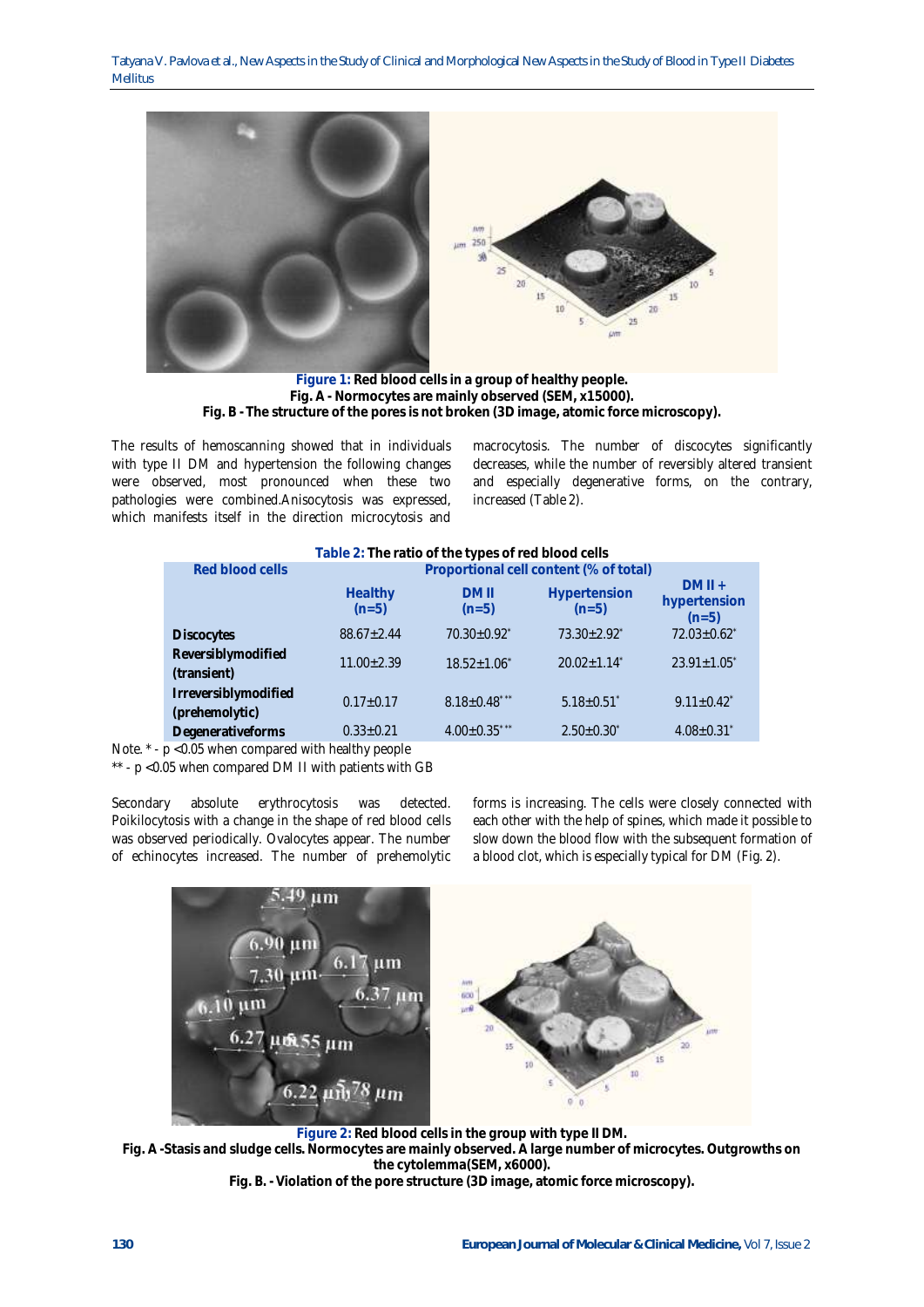**Figure 1:** Red blood cells in a group of healthy people.
Fig. A - Normocytes are mainly observed (SEM, x15000).
Fig. B - The structure of the pores is not broken (3D image, atomic force microscopy).

The results of hemoscanning showed that in individuals with type II DM and hypertension the following changes were observed, most pronounced when these two pathologies were combined.Anisocytosis was expressed, which manifests itself in the direction microcytosis and macrocytosis. The number of discocytes significantly decreases, while the number of reversibly altered transient and especially degenerative forms, on the contrary, increased (Table 2).

**Table 2:** The ratio of the types of red blood cells

| Red blood cells | Proportional cell content (% of total) | | | |
|---|---|---|---|---|
| | Healthy (n=5) | DM II (n=5) | Hypertension (n=5) | DM II + hypertension (n=5) |
| Discocytes | 88.67±2.44 | 70.30±0.92* | 73.30±2.92* | 72.03±0.62* |
| Reversiblymodified (transient) | 11.00±2.39 | 18.52±1.06* | 20.02±1.14* | 23.91±1.05* |
| Irreversiblymodified (prehemolytic) | 0.17±0.17 | 8.18±0.48*** | 5.18±0.51* | 9.11±0.42* |
| Degenerativeforms | 0.33±0.21 | 4.00±0.35*** | 2.50±0.30* | 4.08±0.31* |

Note. * - $p < 0.05$ when compared with healthy people
** - $p < 0.05$ when compared DM II with patients with GB

Secondary absolute erythrocytosis was detected. Poikilocytosis with a change in the shape of red blood cells was observed periodically. Ovalocytes appear. The number of echinocytes increased. The number of prehemolytic forms is increasing. The cells were closely connected with each other with the help of spines, which made it possible to slow down the blood flow with the subsequent formation of a blood clot, which is especially typical for DM (Fig. 2).

**Figure 2:** Red blood cells in the group with type II DM.
Fig. A -Stasis and sludge cells. Normocytes are mainly observed. A large number of microcytes. Outgrowths on the cytolemma(SEM, x6000).
Fig. B. - Violation of the pore structure (3D image, atomic force microscopy).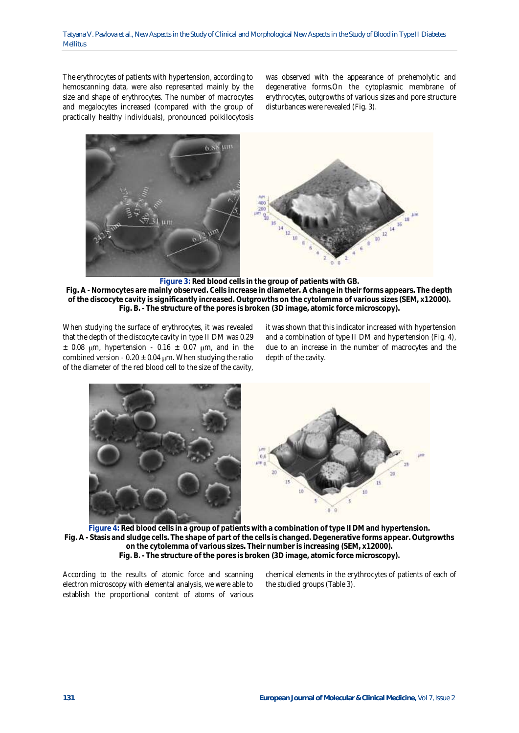The erythrocytes of patients with hypertension, according to hemoscanning data, were also represented mainly by the size and shape of erythrocytes. The number of macrocytes and megalocytes increased (compared with the group of practically healthy individuals), pronounced poikilocytosis was observed with the appearance of prehemolytic and degenerative forms.On the cytoplasmic membrane of erythrocytes, outgrowths of various sizes and pore structure disturbances were revealed (Fig. 3).

**Figure 3: Red blood cells in the group of patients with GB.**
**Fig. A - Normocytes are mainly observed. Cells increase in diameter. A change in their forms appears. The depth of the discocyte cavity is significantly increased. Outgrowths on the cytolemma of various sizes (SEM, x12000).**
**Fig. B. - The structure of the pores is broken (3D image, atomic force microscopy).**

When studying the surface of erythrocytes, it was revealed that the depth of the discocyte cavity in type II DM was 0.29 ± 0.08 μm, hypertension - 0.16 ± 0.07 μm, and in the combined version - 0.20 ± 0.04 μm. When studying the ratio of the diameter of the red blood cell to the size of the cavity, it was shown that this indicator increased with hypertension and a combination of type II DM and hypertension (Fig. 4), due to an increase in the number of macrocytes and the depth of the cavity.

**Figure 4: Red blood cells in a group of patients with a combination of type II DM and hypertension.**
**Fig. A - Stasis and sludge cells. The shape of part of the cells is changed. Degenerative forms appear. Outgrowths on the cytolemma of various sizes. Their number is increasing (SEM, x12000).**
**Fig. B. - The structure of the pores is broken (3D image, atomic force microscopy).**

According to the results of atomic force and scanning electron microscopy with elemental analysis, we were able to establish the proportional content of atoms of various chemical elements in the erythrocytes of patients of each of the studied groups (Table 3).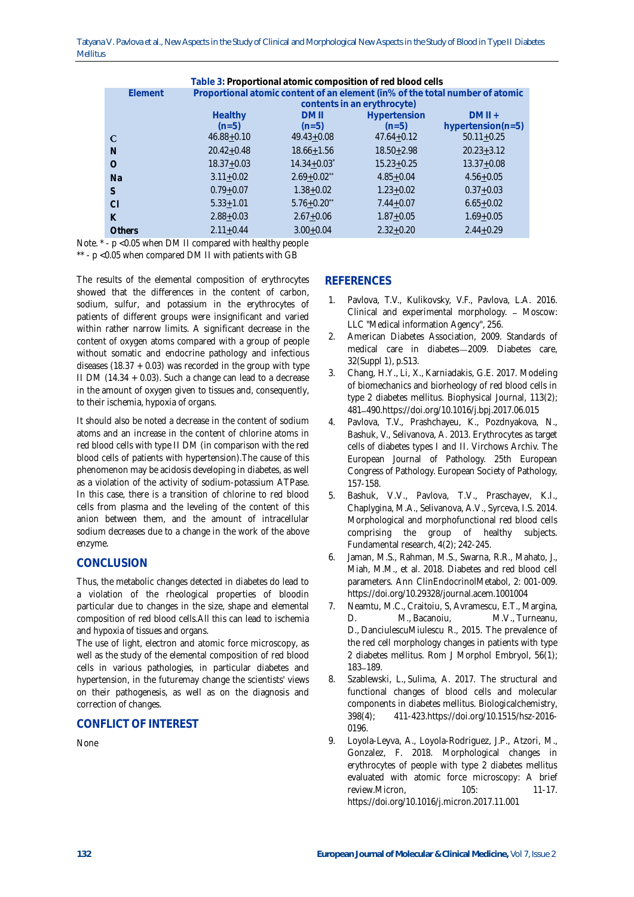**Table 3: Proportional atomic composition of red blood cells**

| Element | Proportional atomic content of an element (in% of the total number of atomic contents in an erythrocyte) | | | |
|---|---|---|---|---|
| | Healthy (n=5) | DM II (n=5) | Hypertension (n=5) | DM II + hypertension(n=5) |
| C | 46.88+0.10 | 49.43+0.08 | 47.64+0.12 | 50.11+0.25 |
| N | 20.42+0.48 | 18.66+1.56 | 18.50+2.98 | 20.23+3.12 |
| O | 18.37+0.03 | 14.34+0.03* | 15.23+0.25 | 13.37+0.08 |
| Na | 3.11+0.02 | 2.69+0.02** | 4.85+0.04 | 4.56+0.05 |
| S | 0.79+0.07 | 1.38+0.02 | 1.23+0.02 | 0.37+0.03 |
| Cl | 5.33+1.01 | 5.76+0.20** | 7.44+0.07 | 6.65+0.02 |
| K | 2.88+0.03 | 2.67+0.06 | 1.87+0.05 | 1.69+0.05 |
| Others | 2.11+0.44 | 3.00+0.04 | 2.32+0.20 | 2.44+0.29 |

Note. * - $p < 0.05$ when DM II compared with healthy people
** - $p < 0.05$ when compared DM II with patients with GB

The results of the elemental composition of erythrocytes showed that the differences in the content of carbon, sodium, sulfur, and potassium in the erythrocytes of patients of different groups were insignificant and varied within rather narrow limits. A significant decrease in the content of oxygen atoms compared with a group of people without somatic and endocrine pathology and infectious diseases (18.37 + 0.03) was recorded in the group with type II DM (14.34 + 0.03). Such a change can lead to a decrease in the amount of oxygen given to tissues and, consequently, to their ischemia, hypoxia of organs.

It should also be noted a decrease in the content of sodium atoms and an increase in the content of chlorine atoms in red blood cells with type II DM (in comparison with the red blood cells of patients with hypertension).The cause of this phenomenon may be acidosis developing in diabetes, as well as a violation of the activity of sodium-potassium ATPase. In this case, there is a transition of chlorine to red blood cells from plasma and the leveling of the content of this anion between them, and the amount of intracellular sodium decreases due to a change in the work of the above enzyme.

## CONCLUSION

Thus, the metabolic changes detected in diabetes do lead to a violation of the rheological properties of bloodin particular due to changes in the size, shape and elemental composition of red blood cells.All this can lead to ischemia and hypoxia of tissues and organs.

The use of light, electron and atomic force microscopy, as well as the study of the elemental composition of red blood cells in various pathologies, in particular diabetes and hypertension, in the futuremay change the scientists' views on their pathogenesis, as well as on the diagnosis and correction of changes.

## CONFLICT OF INTEREST

None

## REFERENCES

1. Pavlova, T.V., Kulikovsky, V.F., Pavlova, L.A. 2016. Clinical and experimental morphology. – Moscow: LLC "Medical information Agency", 256.
2. American Diabetes Association, 2009. Standards of medical care in diabetes—2009. Diabetes care, 32(Suppl 1), p.S13.
3. Chang, H.Y., Li, X., Karniadakis, G.E. 2017. Modeling of biomechanics and biorheology of red blood cells in type 2 diabetes mellitus. Biophysical Journal, 113(2); 481–490.https://doi.org/10.1016/j.bpj.2017.06.015
4. Pavlova, T.V., Prashchayeu, K., Pozdnyakova, N., Bashuk, V., Selivanova, A. 2013. Erythrocytes as target cells of diabetes types I and II. Virchows Archiv. The European Journal of Pathology. 25th European Congress of Pathology. European Society of Pathology, 157-158.
5. Bashuk, V.V., Pavlova, T.V., Praschayev, K.I., Chaplygina, M.A., Selivanova, A.V., Syrceva, I.S. 2014. Morphological and morphofunctional red blood cells comprising the group of healthy subjects. Fundamental research, 4(2); 242-245.
6. Jaman, M.S., Rahman, M.S., Swarna, R.R., Mahato, J., Miah, M.M., et al. 2018. Diabetes and red blood cell parameters. Ann ClinEndocrinolMetabol, 2: 001-009. https://doi.org/10.29328/journal.acem.1001004
7. Neamtu, M.C., Craitoiu, S, Avramescu, E.T., Margina, D. M., Bacanoiu, M.V., Turneanu, D., DanciulescuMiulescu R., 2015. The prevalence of the red cell morphology changes in patients with type 2 diabetes mellitus. Rom J Morphol Embryol, 56(1); 183–189.
8. Szablewski, L., Sulima, A. 2017. The structural and functional changes of blood cells and molecular components in diabetes mellitus. Biologicalchemistry, 398(4); 411-423.https://doi.org/10.1515/hsz-2016-0196.
9. Loyola-Leyva, A., Loyola-Rodriguez, J.P., Atzori, M., Gonzalez, F. 2018. Morphological changes in erythrocytes of people with type 2 diabetes mellitus evaluated with atomic force microscopy: A brief review.Micron, 105: 11-17. https://doi.org/10.1016/j.micron.2017.11.001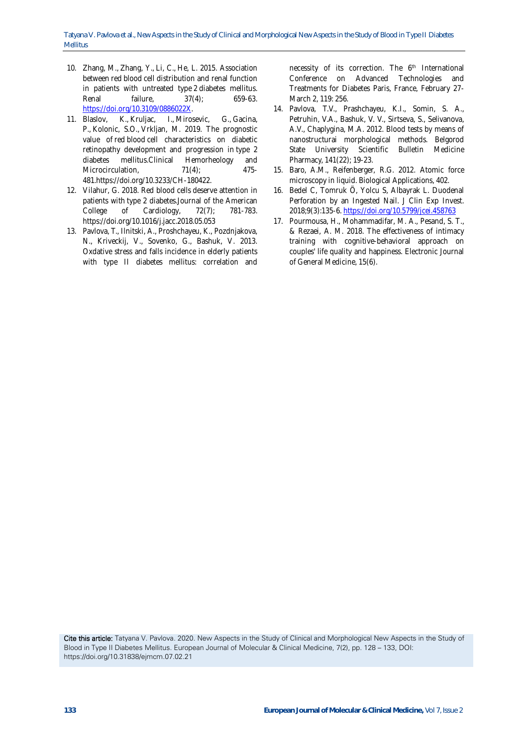10. Zhang, M., Zhang, Y., Li, C., He, L. 2015. Association between red blood cell distribution and renal function in patients with untreated type 2 diabetes mellitus. Renal failure, 37(4); 659-63. https://doi.org/10.3109/0886022X.
11. Blaslov, K., Kruljac, I., Mirosevic, G., Gacina, P., Kolonic, S.O., Vrkljan, M. 2019. The prognostic value of red blood cell characteristics on diabetic retinopathy development and progression in type 2 diabetes mellitus.Clinical Hemorheology and Microcirculation, 71(4); 475-481.https://doi.org/10.3233/CH-180422.
12. Vilahur, G. 2018. Red blood cells deserve attention in patients with type 2 diabetes.Journal of the American College of Cardiology, 72(7); 781-783. https://doi.org/10.1016/j.jacc.2018.05.053
13. Pavlova, T., Ilnitski, A., Proshchayeu, K., Pozdnjakova, N., Kriveckij, V., Sovenko, G., Bashuk, V. 2013. Oxdative stress and falls incidence in elderly patients with type II diabetes mellitus: correlation and necessity of its correction. The 6th International Conference on Advanced Technologies and Treatments for Diabetes Paris, France, February 27-March 2, 119: 256.
14. Pavlova, T.V., Prashchayeu, K.I., Somin, S. A., Petruhin, V.A., Bashuk, V. V., Sirtseva, S., Selivanova, A.V., Chaplygina, M.A. 2012. Blood tests by means of nanostructurai morphological methods. Belgorod State University Scientific Bulletin Medicine Pharmacy, 141(22); 19-23.
15. Baro, A.M., Reifenberger, R.G. 2012. Atomic force microscopy in liquid. Biological Applications, 402.
16. Bedel C, Tomruk Ö, Yolcu S, Albayrak L. Duodenal Perforation by an Ingested Nail. J Clin Exp Invest. 2018;9(3):135-6. https://doi.org/10.5799/jcei.458763
17. Pourmousa, H., Mohammadifar, M. A., Pesand, S. T., & Rezaei, A. M. 2018. The effectiveness of intimacy training with cognitive-behavioral approach on couples' life quality and happiness. Electronic Journal of General Medicine, 15(6).

**Cite this article:** Tatyana V. Pavlova. 2020. New Aspects in the Study of Clinical and Morphological New Aspects in the Study of Blood in Type II Diabetes Mellitus. European Journal of Molecular & Clinical Medicine, 7(2), pp. 128 – 133, DOI: https://doi.org/10.31838/ejmcm.07.02.21